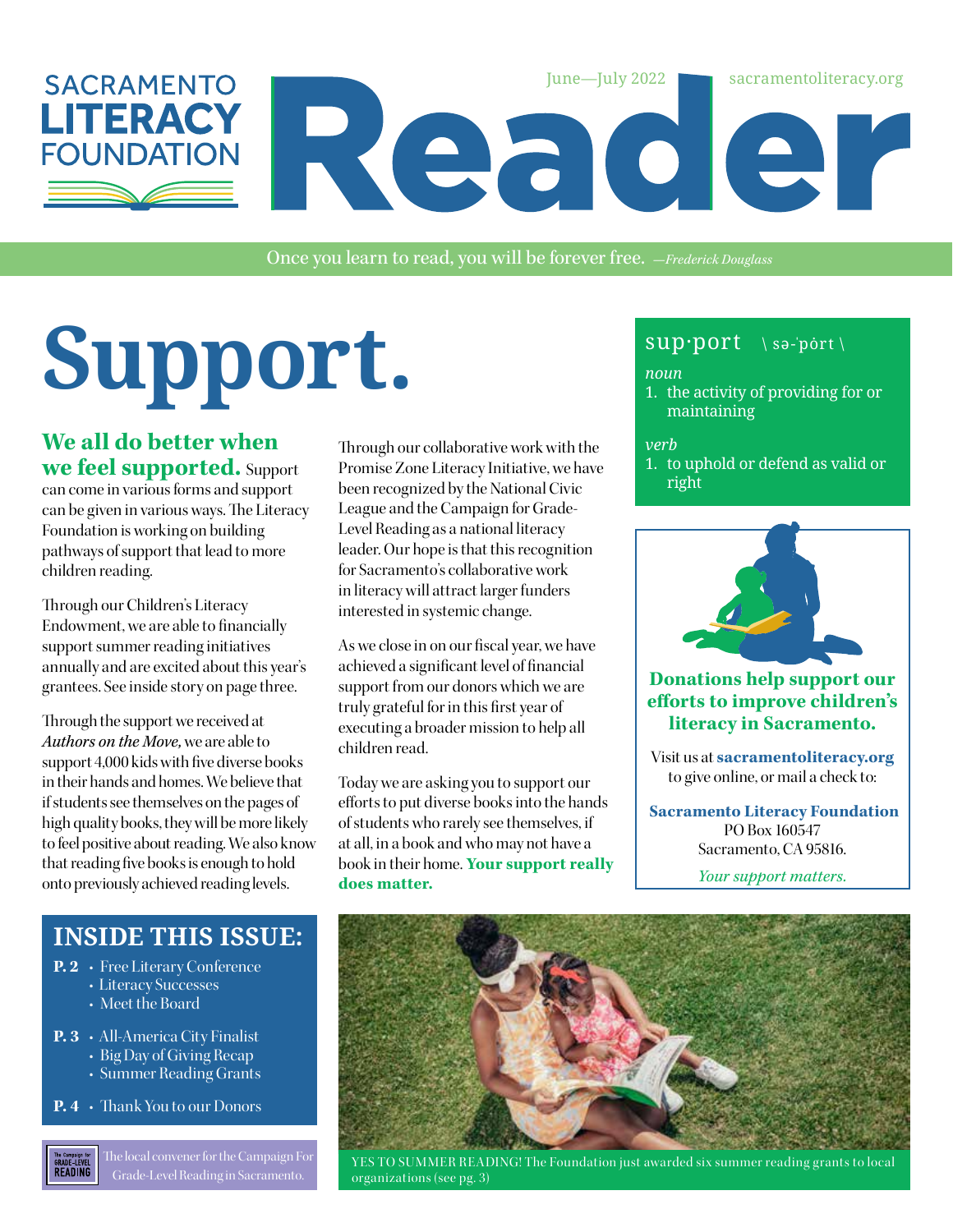# SACRAMENTO LITERACY FOUNDATION

# Reader

June—July 2022 sacramentoliteracy.org

Once you learn to read, you will be forever free. *—Frederick Douglass*

# Support.

**We all do better when we feel supported.** Support can come in various forms and support can be given in various ways. The Literacy Foundation is working on building pathways of support that lead to more children reading.

Through our Children's Literacy Endowment, we are able to financially support summer reading initiatives annually and are excited about this year's grantees. See inside story on page three.

Through the support we received at *Authors on the Move,* we are able to support 4,000 kids with five diverse books in their hands and homes. We believe that if students see themselves on the pages of high quality books, they will be more likely to feel positive about reading. We also know that reading five books is enough to hold onto previously achieved reading levels.

Through our collaborative work with the Promise Zone Literacy Initiative, we have been recognized by the National Civic League and the Campaign for Grade-Level Reading as a national literacy leader. Our hope is that this recognition for Sacramento's collaborative work in literacy will attract larger funders interested in systemic change.

As we close in on our fiscal year, we have achieved a significant level of financial support from our donors which we are truly grateful for in this first year of executing a broader mission to help all children read.

Today we are asking you to support our efforts to put diverse books into the hands of students who rarely see themselves, if at all, in a book and who may not have a book in their home. **Your support really does matter.**

sup·port \ sə-ˈpȯrt \

*noun*

1. the activity of providing for or maintaining

*verb*

1. to uphold or defend as valid or right

**Donations help support our efforts to improve children's literacy in Sacramento.**

Visit us at **sacramentoliteracy.org** to give online, or mail a check to:

**Sacramento Literacy Foundation**
PO Box 160547
Sacramento, CA 95816.

*Your support matters.*

## INSIDE THIS ISSUE:

**P. 2**
- Free Literary Conference
- Literacy Successes
- Meet the Board

**P. 3**
- All-America City Finalist
- Big Day of Giving Recap
- Summer Reading Grants

**P. 4**
- Thank You to our Donors

The local convener for the Campaign For Grade-Level Reading in Sacramento.

YES TO SUMMER READING! The Foundation just awarded six summer reading grants to local organizations (see pg. 3)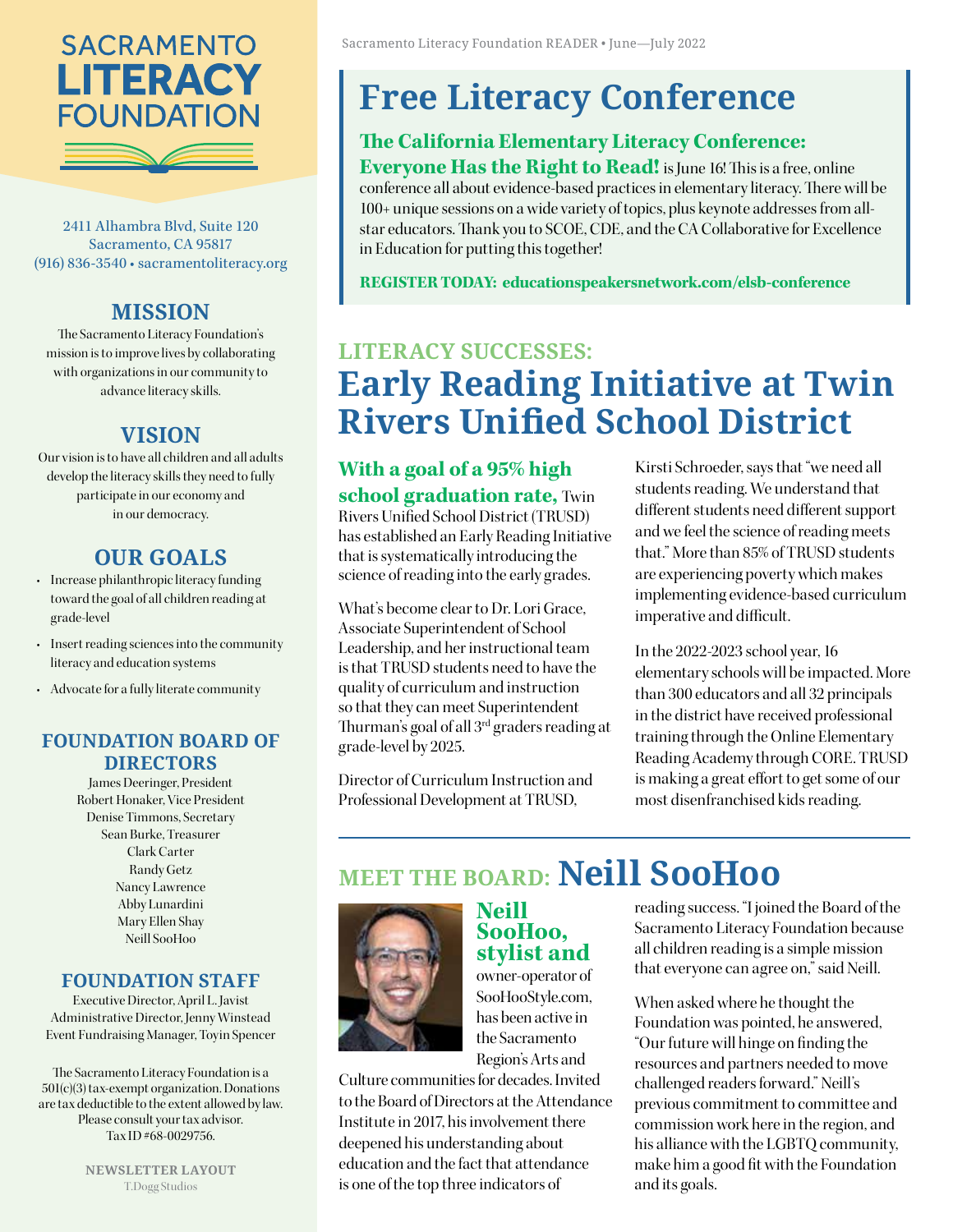# SACRAMENTO LITERACY FOUNDATION

2411 Alhambra Blvd, Suite 120
Sacramento, CA 95817
(916) 836-3540 • sacramentoliteracy.org

## MISSION

The Sacramento Literacy Foundation's mission is to improve lives by collaborating with organizations in our community to advance literacy skills.

## VISION

Our vision is to have all children and all adults develop the literacy skills they need to fully participate in our economy and in our democracy.

## OUR GOALS

- Increase philanthropic literacy funding toward the goal of all children reading at grade-level
- Insert reading sciences into the community literacy and education systems
- Advocate for a fully literate community

## FOUNDATION BOARD OF DIRECTORS

James Deeringer, President
Robert Honaker, Vice President
Denise Timmons, Secretary
Sean Burke, Treasurer
Clark Carter
Randy Getz
Nancy Lawrence
Abby Lunardini
Mary Ellen Shay
Neill SooHoo

## FOUNDATION STAFF

Executive Director, April L. Javist
Administrative Director, Jenny Winstead
Event Fundraising Manager, Toyin Spencer

The Sacramento Literacy Foundation is a 501(c)(3) tax-exempt organization. Donations are tax deductible to the extent allowed by law. Please consult your tax advisor. Tax ID #68-0029756.

**NEWSLETTER LAYOUT**
T.Dogg Studios

# Free Literacy Conference

**The California Elementary Literacy Conference: Everyone Has the Right to Read!** is June 16! This is a free, online conference all about evidence-based practices in elementary literacy. There will be 100+ unique sessions on a wide variety of topics, plus keynote addresses from all-star educators. Thank you to SCOE, CDE, and the CA Collaborative for Excellence in Education for putting this together!

**REGISTER TODAY: educationspeakersnetwork.com/elsb-conference**

## LITERACY SUCCESSES: Early Reading Initiative at Twin Rivers Unified School District

**With a goal of a 95% high school graduation rate,** Twin Rivers Unified School District (TRUSD) has established an Early Reading Initiative that is systematically introducing the science of reading into the early grades.

What's become clear to Dr. Lori Grace, Associate Superintendent of School Leadership, and her instructional team is that TRUSD students need to have the quality of curriculum and instruction so that they can meet Superintendent Thurman's goal of all 3rd graders reading at grade-level by 2025.

Director of Curriculum Instruction and Professional Development at TRUSD, Kirsti Schroeder, says that "we need all students reading. We understand that different students need different support and we feel the science of reading meets that." More than 85% of TRUSD students are experiencing poverty which makes implementing evidence-based curriculum imperative and difficult.

In the 2022-2023 school year, 16 elementary schools will be impacted. More than 300 educators and all 32 principals in the district have received professional training through the Online Elementary Reading Academy through CORE. TRUSD is making a great effort to get some of our most disenfranchised kids reading.

## MEET THE BOARD: Neill SooHoo

**Neill SooHoo, stylist and** owner-operator of SooHooStyle.com, has been active in the Sacramento Region's Arts and Culture communities for decades. Invited to the Board of Directors at the Attendance Institute in 2017, his involvement there deepened his understanding about education and the fact that attendance is one of the top three indicators of reading success. "I joined the Board of the Sacramento Literacy Foundation because all children reading is a simple mission that everyone can agree on," said Neill.

When asked where he thought the Foundation was pointed, he answered, "Our future will hinge on finding the resources and partners needed to move challenged readers forward." Neill's previous commitment to committee and commission work here in the region, and his alliance with the LGBTQ community, make him a good fit with the Foundation and its goals.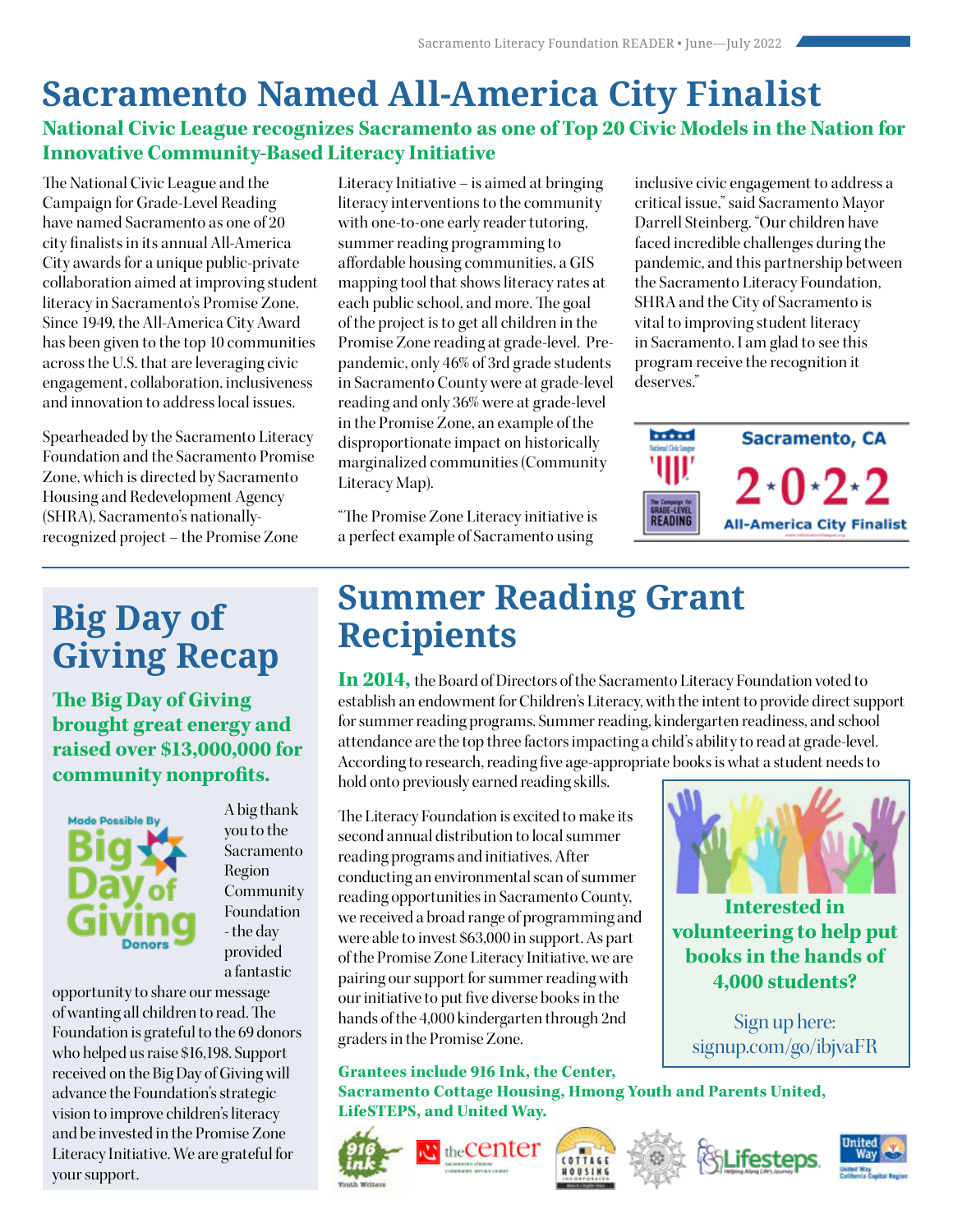# Sacramento Named All-America City Finalist

**National Civic League recognizes Sacramento as one of Top 20 Civic Models in the Nation for Innovative Community-Based Literacy Initiative**

The National Civic League and the Campaign for Grade-Level Reading have named Sacramento as one of 20 city finalists in its annual All-America City awards for a unique public-private collaboration aimed at improving student literacy in Sacramento's Promise Zone. Since 1949, the All-America City Award has been given to the top 10 communities across the U.S. that are leveraging civic engagement, collaboration, inclusiveness and innovation to address local issues.

Spearheaded by the Sacramento Literacy Foundation and the Sacramento Promise Zone, which is directed by Sacramento Housing and Redevelopment Agency (SHRA), Sacramento's nationally-recognized project – the Promise Zone Literacy Initiative – is aimed at bringing literacy interventions to the community with one-to-one early reader tutoring, summer reading programming to affordable housing communities, a GIS mapping tool that shows literacy rates at each public school, and more. The goal of the project is to get all children in the Promise Zone reading at grade-level. Pre-pandemic, only 46% of 3rd grade students in Sacramento County were at grade-level reading and only 36% were at grade-level in the Promise Zone, an example of the disproportionate impact on historically marginalized communities (Community Literacy Map).

"The Promise Zone Literacy initiative is a perfect example of Sacramento using inclusive civic engagement to address a critical issue," said Sacramento Mayor Darrell Steinberg. "Our children have faced incredible challenges during the pandemic, and this partnership between the Sacramento Literacy Foundation, SHRA and the City of Sacramento is vital to improving student literacy in Sacramento. I am glad to see this program receive the recognition it deserves."

Sacramento, CA
2★0★2★2
All-America City Finalist

## Big Day of Giving Recap

**The Big Day of Giving brought great energy and raised over $13,000,000 for community nonprofits.**

A big thank you to the Sacramento Region Community Foundation - the day provided a fantastic opportunity to share our message of wanting all children to read. The Foundation is grateful to the 69 donors who helped us raise $16,198. Support received on the Big Day of Giving will advance the Foundation's strategic vision to improve children's literacy and be invested in the Promise Zone Literacy Initiative. We are grateful for your support.

## Summer Reading Grant Recipients

**In 2014,** the Board of Directors of the Sacramento Literacy Foundation voted to establish an endowment for Children's Literacy, with the intent to provide direct support for summer reading programs. Summer reading, kindergarten readiness, and school attendance are the top three factors impacting a child's ability to read at grade-level. According to research, reading five age-appropriate books is what a student needs to hold onto previously earned reading skills.

The Literacy Foundation is excited to make its second annual distribution to local summer reading programs and initiatives. After conducting an environmental scan of summer reading opportunities in Sacramento County, we received a broad range of programming and were able to invest $63,000 in support. As part of the Promise Zone Literacy Initiative, we are pairing our support for summer reading with our initiative to put five diverse books in the hands of the 4,000 kindergarten through 2nd graders in the Promise Zone.

**Interested in volunteering to help put books in the hands of 4,000 students?**

Sign up here: signup.com/go/ibjvaFR

**Grantees include 916 Ink, the Center, Sacramento Cottage Housing, Hmong Youth and Parents United, LifeSTEPS, and United Way.**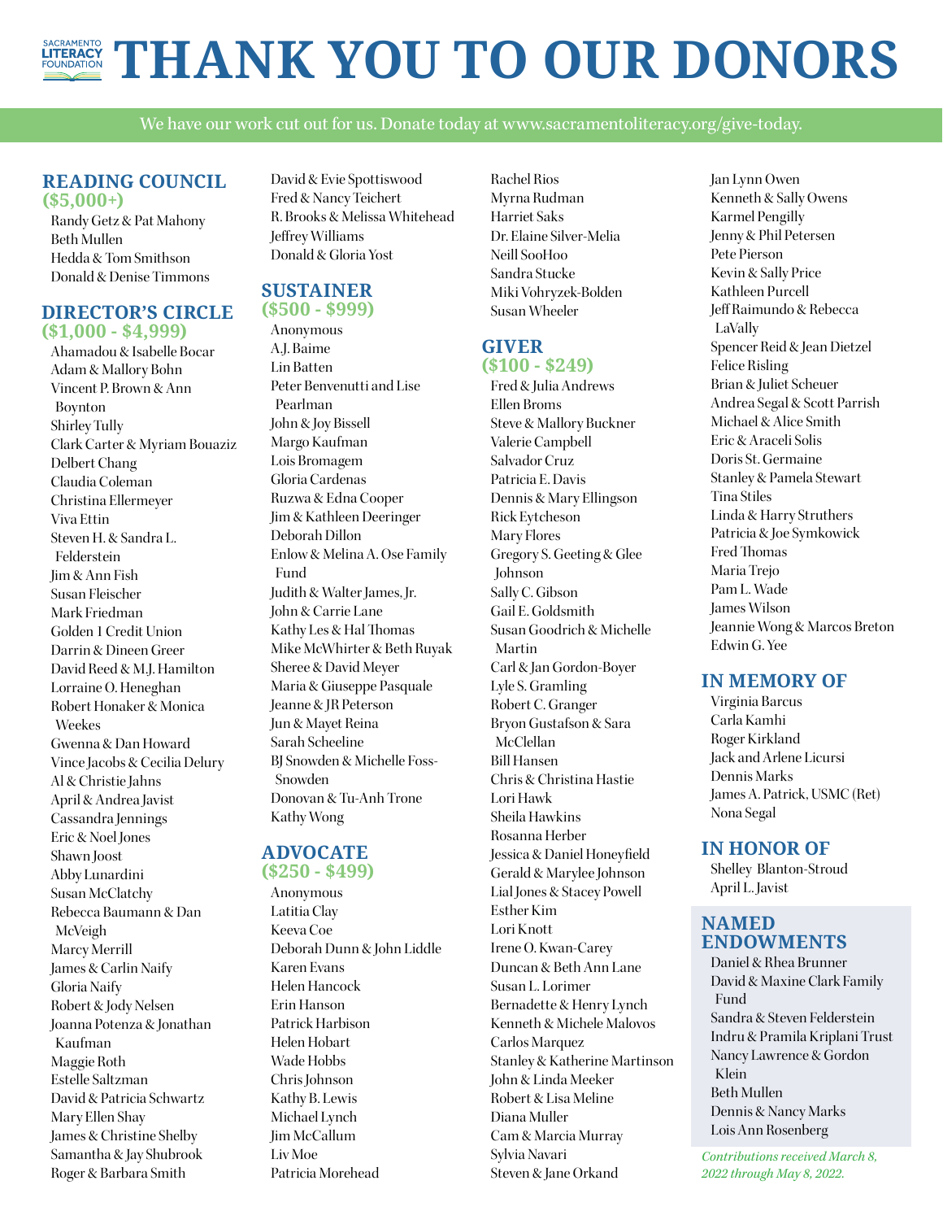SACRAMENTO LITERACY FOUNDATION

# THANK YOU TO OUR DONORS

We have our work cut out for us. Donate today at www.sacramentoliteracy.org/give-today.

## READING COUNCIL ($5,000+)

Randy Getz & Pat Mahony
Beth Mullen
Hedda & Tom Smithson
Donald & Denise Timmons

## DIRECTOR'S CIRCLE ($1,000 - $4,999)

Ahamadou & Isabelle Bocar
Adam & Mallory Bohn
Vincent P. Brown & Ann Boynton
Shirley Tully
Clark Carter & Myriam Bouaziz
Delbert Chang
Claudia Coleman
Christina Ellermeyer
Viva Ettin
Steven H. & Sandra L. Felderstein
Jim & Ann Fish
Susan Fleischer
Mark Friedman
Golden 1 Credit Union
Darrin & Dineen Greer
David Reed & M.J. Hamilton
Lorraine O. Heneghan
Robert Honaker & Monica Weekes
Gwenna & Dan Howard
Vince Jacobs & Cecilia Delury
Al & Christie Jahns
April & Andrea Javist
Cassandra Jennings
Eric & Noel Jones
Shawn Joost
Abby Lunardini
Susan McClatchy
Rebecca Baumann & Dan McVeigh
Marcy Merrill
James & Carlin Naify
Gloria Naify
Robert & Jody Nelsen
Joanna Potenza & Jonathan Kaufman
Maggie Roth
Estelle Saltzman
David & Patricia Schwartz
Mary Ellen Shay
James & Christine Shelby
Samantha & Jay Shubrook
Roger & Barbara Smith
David & Evie Spottiswood
Fred & Nancy Teichert
R. Brooks & Melissa Whitehead
Jeffrey Williams
Donald & Gloria Yost

## SUSTAINER ($500 - $999)

Anonymous
A.J. Baime
Lin Batten
Peter Benvenutti and Lise Pearlman
John & Joy Bissell
Margo Kaufman
Lois Bromagem
Gloria Cardenas
Ruzwa & Edna Cooper
Jim & Kathleen Deeringer
Deborah Dillon
Enlow & Melina A. Ose Family Fund
Judith & Walter James, Jr.
John & Carrie Lane
Kathy Les & Hal Thomas
Mike McWhirter & Beth Ruyak
Sheree & David Meyer
Maria & Giuseppe Pasquale
Jeanne & JR Peterson
Jun & Mayet Reina
Sarah Scheeline
BJ Snowden & Michelle Foss-Snowden
Donovan & Tu-Anh Trone
Kathy Wong

## ADVOCATE ($250 - $499)

Anonymous
Latitia Clay
Keeva Coe
Deborah Dunn & John Liddle
Karen Evans
Helen Hancock
Erin Hanson
Patrick Harbison
Helen Hobart
Wade Hobbs
Chris Johnson
Kathy B. Lewis
Michael Lynch
Jim McCallum
Liv Moe
Patricia Morehead
Rachel Rios
Myrna Rudman
Harriet Saks
Dr. Elaine Silver-Melia
Neill SooHoo
Sandra Stucke
Miki Vohryzek-Bolden
Susan Wheeler

## GIVER ($100 - $249)

Fred & Julia Andrews
Ellen Broms
Steve & Mallory Buckner
Valerie Campbell
Salvador Cruz
Patricia E. Davis
Dennis & Mary Ellingson
Rick Eytcheson
Mary Flores
Gregory S. Geeting & Glee Johnson
Sally C. Gibson
Gail E. Goldsmith
Susan Goodrich & Michelle Martin
Carl & Jan Gordon-Boyer
Lyle S. Gramling
Robert C. Granger
Bryon Gustafson & Sara McClellan
Bill Hansen
Chris & Christina Hastie
Lori Hawk
Sheila Hawkins
Rosanna Herber
Jessica & Daniel Honeyfield
Gerald & Marylee Johnson
Lial Jones & Stacey Powell
Esther Kim
Lori Knott
Irene O. Kwan-Carey
Duncan & Beth Ann Lane
Susan L. Lorimer
Bernadette & Henry Lynch
Kenneth & Michele Malovos
Carlos Marquez
Stanley & Katherine Martinson
John & Linda Meeker
Robert & Lisa Meline
Diana Muller
Cam & Marcia Murray
Sylvia Navari
Steven & Jane Orkand
Jan Lynn Owen
Kenneth & Sally Owens
Karmel Pengilly
Jenny & Phil Petersen
Pete Pierson
Kevin & Sally Price
Kathleen Purcell
Jeff Raimundo & Rebecca LaVally
Spencer Reid & Jean Dietzel
Felice Risling
Brian & Juliet Scheuer
Andrea Segal & Scott Parrish
Michael & Alice Smith
Eric & Araceli Solis
Doris St. Germaine
Stanley & Pamela Stewart
Tina Stiles
Linda & Harry Struthers
Patricia & Joe Symkowick
Fred Thomas
Maria Trejo
Pam L. Wade
James Wilson
Jeannie Wong & Marcos Breton
Edwin G. Yee

## IN MEMORY OF

Virginia Barcus
Carla Kamhi
Roger Kirkland
Jack and Arlene Licursi
Dennis Marks
James A. Patrick, USMC (Ret)
Nona Segal

## IN HONOR OF

Shelley Blanton-Stroud
April L. Javist

## NAMED ENDOWMENTS

Daniel & Rhea Brunner
David & Maxine Clark Family Fund
Sandra & Steven Felderstein
Indru & Pramila Kriplani Trust
Nancy Lawrence & Gordon Klein
Beth Mullen
Dennis & Nancy Marks
Lois Ann Rosenberg

*Contributions received March 8, 2022 through May 8, 2022.*